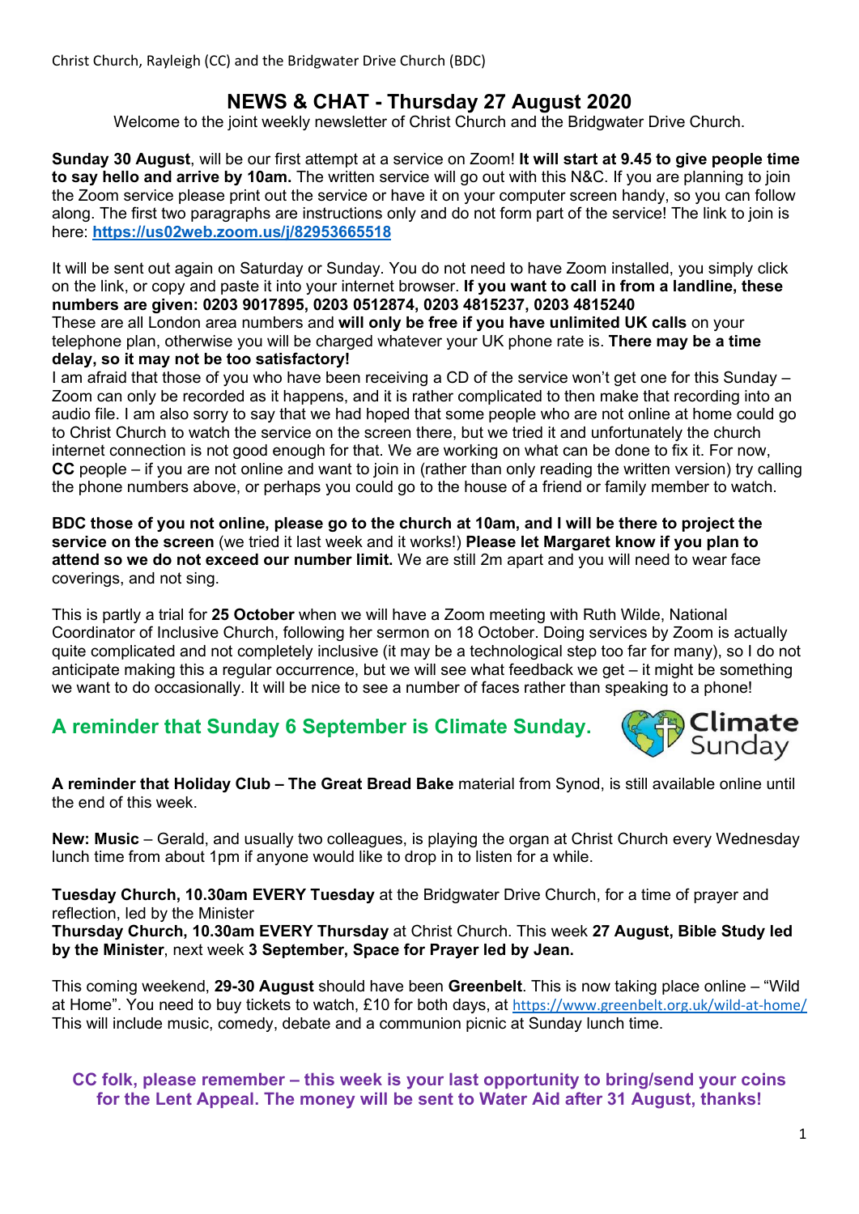Christ Church, Rayleigh (CC) and the Bridgwater Drive Church (BDC)

# NEWS & CHAT - Thursday 27 August 2020

Welcome to the joint weekly newsletter of Christ Church and the Bridgwater Drive Church.

**Sunday 30 August**, will be our first attempt at a service on Zoom! **It will start at 9.45 to give people time to say hello and arrive by 10am.** The written service will go out with this N&C. If you are planning to join the Zoom service please print out the service or have it on your computer screen handy, so you can follow along. The first two paragraphs are instructions only and do not form part of the service! The link to join is here: **https://us02web.zoom.us/j/82953665518**

It will be sent out again on Saturday or Sunday. You do not need to have Zoom installed, you simply click on the link, or copy and paste it into your internet browser. **If you want to call in from a landline, these numbers are given: 0203 9017895, 0203 0512874, 0203 4815237, 0203 4815240**
These are all London area numbers and **will only be free if you have unlimited UK calls** on your telephone plan, otherwise you will be charged whatever your UK phone rate is. **There may be a time delay, so it may not be too satisfactory!**
I am afraid that those of you who have been receiving a CD of the service won't get one for this Sunday – Zoom can only be recorded as it happens, and it is rather complicated to then make that recording into an audio file. I am also sorry to say that we had hoped that some people who are not online at home could go to Christ Church to watch the service on the screen there, but we tried it and unfortunately the church internet connection is not good enough for that. We are working on what can be done to fix it. For now, **CC** people – if you are not online and want to join in (rather than only reading the written version) try calling the phone numbers above, or perhaps you could go to the house of a friend or family member to watch.

**BDC those of you not online, please go to the church at 10am, and I will be there to project the service on the screen** (we tried it last week and it works!) **Please let Margaret know if you plan to attend so we do not exceed our number limit.** We are still 2m apart and you will need to wear face coverings, and not sing.

This is partly a trial for **25 October** when we will have a Zoom meeting with Ruth Wilde, National Coordinator of Inclusive Church, following her sermon on 18 October. Doing services by Zoom is actually quite complicated and not completely inclusive (it may be a technological step too far for many), so I do not anticipate making this a regular occurrence, but we will see what feedback we get – it might be something we want to do occasionally. It will be nice to see a number of faces rather than speaking to a phone!

## A reminder that Sunday 6 September is Climate Sunday.

Climate Sunday

**A reminder that Holiday Club – The Great Bread Bake** material from Synod, is still available online until the end of this week.

**New: Music** – Gerald, and usually two colleagues, is playing the organ at Christ Church every Wednesday lunch time from about 1pm if anyone would like to drop in to listen for a while.

**Tuesday Church, 10.30am EVERY Tuesday** at the Bridgwater Drive Church, for a time of prayer and reflection, led by the Minister
**Thursday Church, 10.30am EVERY Thursday** at Christ Church. This week **27 August, Bible Study led by the Minister**, next week **3 September, Space for Prayer led by Jean.**

This coming weekend, **29-30 August** should have been **Greenbelt**. This is now taking place online – "Wild at Home". You need to buy tickets to watch, £10 for both days, at https://www.greenbelt.org.uk/wild-at-home/
This will include music, comedy, debate and a communion picnic at Sunday lunch time.

**CC folk, please remember – this week is your last opportunity to bring/send your coins for the Lent Appeal. The money will be sent to Water Aid after 31 August, thanks!**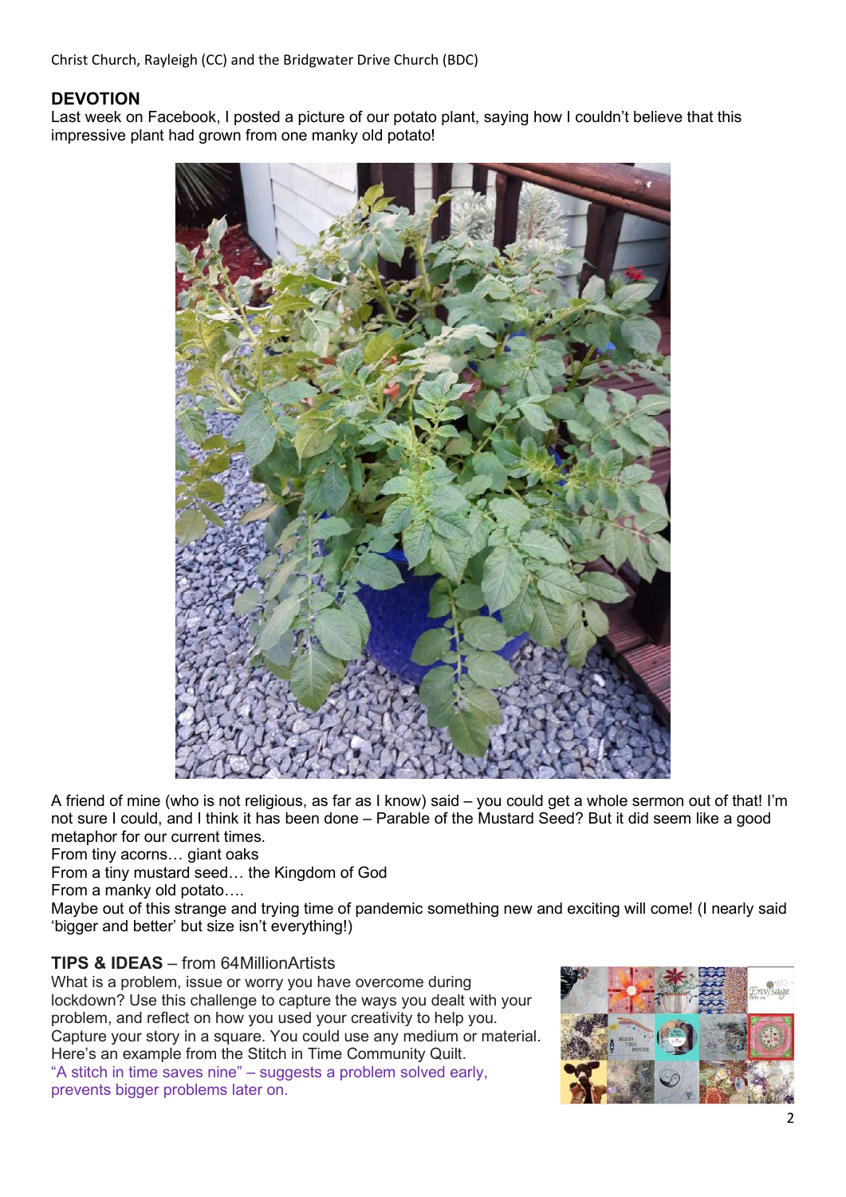## DEVOTION

Last week on Facebook, I posted a picture of our potato plant, saying how I couldn't believe that this impressive plant had grown from one manky old potato!

A friend of mine (who is not religious, as far as I know) said – you could get a whole sermon out of that! I'm not sure I could, and I think it has been done – Parable of the Mustard Seed? But it did seem like a good metaphor for our current times.

From tiny acorns… giant oaks
From a tiny mustard seed… the Kingdom of God
From a manky old potato….

Maybe out of this strange and trying time of pandemic something new and exciting will come! (I nearly said 'bigger and better' but size isn't everything!)

## TIPS & IDEAS – from 64MillionArtists

What is a problem, issue or worry you have overcome during lockdown? Use this challenge to capture the ways you dealt with your problem, and reflect on how you used your creativity to help you. Capture your story in a square. You could use any medium or material. Here's an example from the Stitch in Time Community Quilt.

"A stitch in time saves nine" – suggests a problem solved early, prevents bigger problems later on.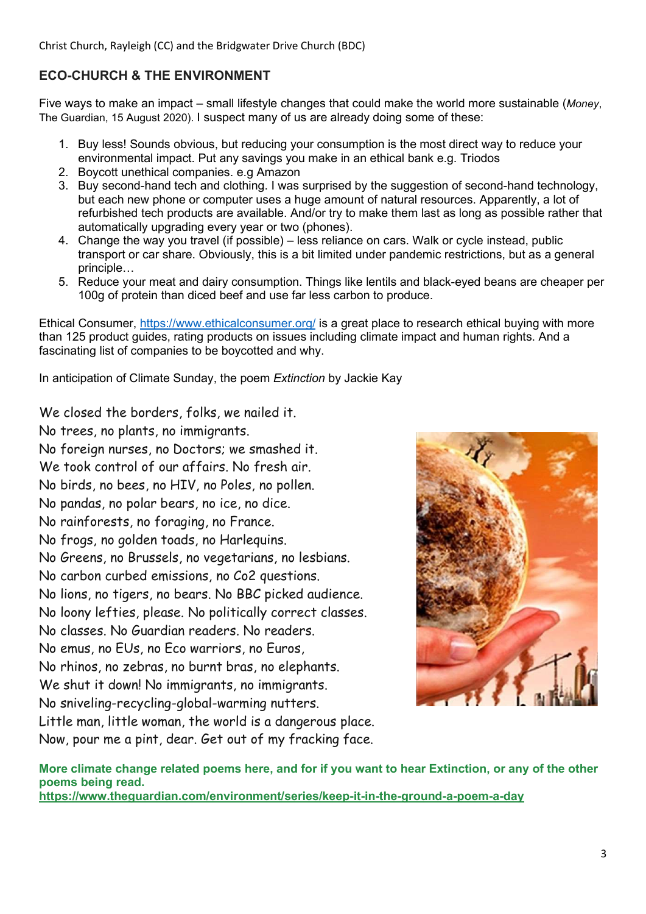Christ Church, Rayleigh (CC) and the Bridgwater Drive Church (BDC)

## ECO-CHURCH & THE ENVIRONMENT

Five ways to make an impact – small lifestyle changes that could make the world more sustainable (*Money*, The Guardian, 15 August 2020). I suspect many of us are already doing some of these:

1. Buy less! Sounds obvious, but reducing your consumption is the most direct way to reduce your environmental impact. Put any savings you make in an ethical bank e.g. Triodos
2. Boycott unethical companies. e.g Amazon
3. Buy second-hand tech and clothing. I was surprised by the suggestion of second-hand technology, but each new phone or computer uses a huge amount of natural resources. Apparently, a lot of refurbished tech products are available. And/or try to make them last as long as possible rather that automatically upgrading every year or two (phones).
4. Change the way you travel (if possible) – less reliance on cars. Walk or cycle instead, public transport or car share. Obviously, this is a bit limited under pandemic restrictions, but as a general principle…
5. Reduce your meat and dairy consumption. Things like lentils and black-eyed beans are cheaper per 100g of protein than diced beef and use far less carbon to produce.

Ethical Consumer, https://www.ethicalconsumer.org/ is a great place to research ethical buying with more than 125 product guides, rating products on issues including climate impact and human rights. And a fascinating list of companies to be boycotted and why.

In anticipation of Climate Sunday, the poem *Extinction* by Jackie Kay

We closed the borders, folks, we nailed it.
No trees, no plants, no immigrants.
No foreign nurses, no Doctors; we smashed it.
We took control of our affairs. No fresh air.
No birds, no bees, no HIV, no Poles, no pollen.
No pandas, no polar bears, no ice, no dice.
No rainforests, no foraging, no France.
No frogs, no golden toads, no Harlequins.
No Greens, no Brussels, no vegetarians, no lesbians.
No carbon curbed emissions, no Co2 questions.
No lions, no tigers, no bears. No BBC picked audience.
No loony lefties, please. No politically correct classes.
No classes. No Guardian readers. No readers.
No emus, no EUs, no Eco warriors, no Euros,
No rhinos, no zebras, no burnt bras, no elephants.
We shut it down! No immigrants, no immigrants.
No sniveling-recycling-global-warming nutters.
Little man, little woman, the world is a dangerous place.
Now, pour me a pint, dear. Get out of my fracking face.

**More climate change related poems here, and for if you want to hear Extinction, or any of the other poems being read.**
**https://www.theguardian.com/environment/series/keep-it-in-the-ground-a-poem-a-day**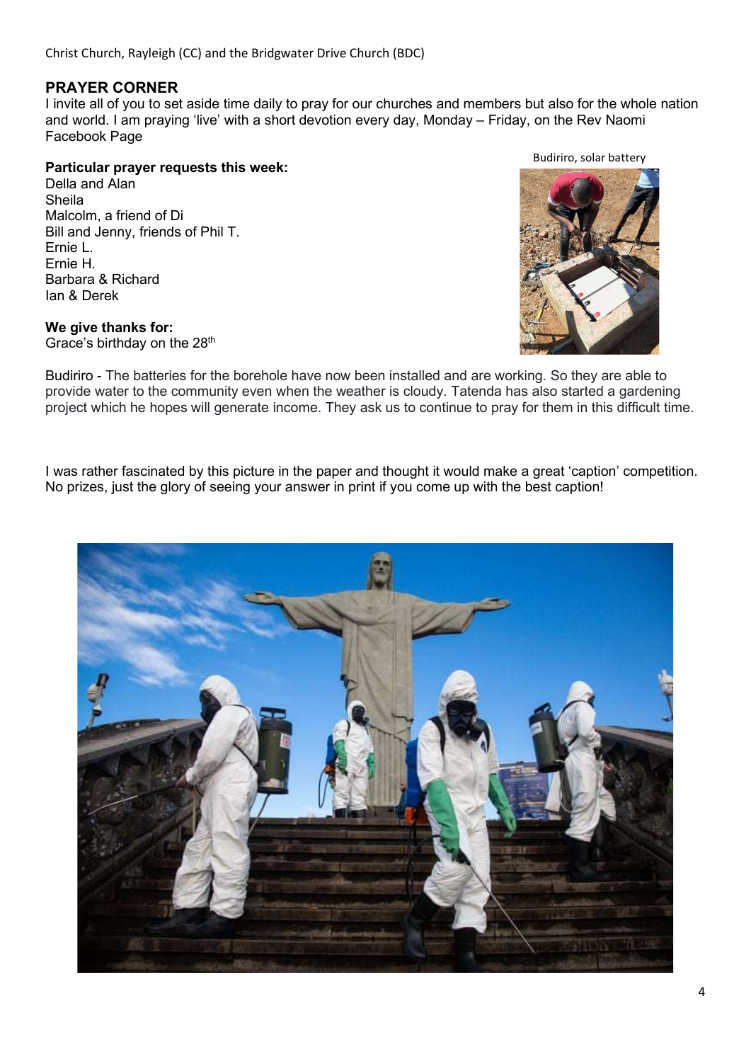Christ Church, Rayleigh (CC) and the Bridgwater Drive Church (BDC)

## PRAYER CORNER

I invite all of you to set aside time daily to pray for our churches and members but also for the whole nation and world. I am praying 'live' with a short devotion every day, Monday – Friday, on the Rev Naomi Facebook Page

**Particular prayer requests this week:**
Della and Alan
Sheila
Malcolm, a friend of Di
Bill and Jenny, friends of Phil T.
Ernie L.
Ernie H.
Barbara & Richard
Ian & Derek

**We give thanks for:**
Grace's birthday on the 28th

Budiriro, solar battery

Budiriro - The batteries for the borehole have now been installed and are working. So they are able to provide water to the community even when the weather is cloudy. Tatenda has also started a gardening project which he hopes will generate income. They ask us to continue to pray for them in this difficult time.

I was rather fascinated by this picture in the paper and thought it would make a great 'caption' competition. No prizes, just the glory of seeing your answer in print if you come up with the best caption!